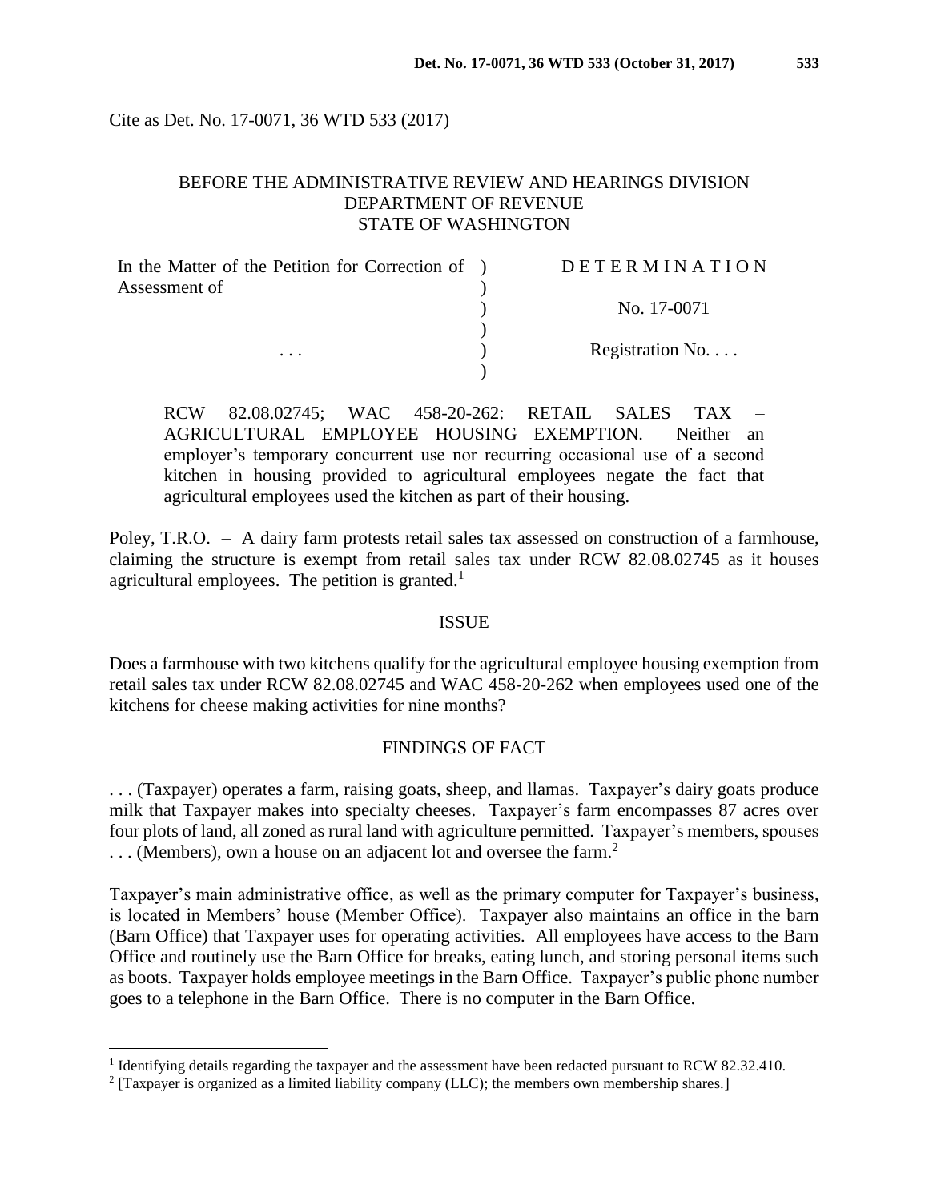Cite as Det. No. 17-0071, 36 WTD 533 (2017)

BEFORE THE ADMINISTRATIVE REVIEW AND HEARINGS DIVISION
DEPARTMENT OF REVENUE
STATE OF WASHINGTON

| | |
|---|---|
| In the Matter of the Petition for Correction of Assessment of | D E T E R M I N A T I O N |
| | No. 17-0071 |
| . . . | Registration No. . . . |

RCW 82.08.02745; WAC 458-20-262: RETAIL SALES TAX – AGRICULTURAL EMPLOYEE HOUSING EXEMPTION. Neither an employer's temporary concurrent use nor recurring occasional use of a second kitchen in housing provided to agricultural employees negate the fact that agricultural employees used the kitchen as part of their housing.

Poley, T.R.O. – A dairy farm protests retail sales tax assessed on construction of a farmhouse, claiming the structure is exempt from retail sales tax under RCW 82.08.02745 as it houses agricultural employees. The petition is granted.[1]

## ISSUE

Does a farmhouse with two kitchens qualify for the agricultural employee housing exemption from retail sales tax under RCW 82.08.02745 and WAC 458-20-262 when employees used one of the kitchens for cheese making activities for nine months?

## FINDINGS OF FACT

. . . (Taxpayer) operates a farm, raising goats, sheep, and llamas. Taxpayer's dairy goats produce milk that Taxpayer makes into specialty cheeses. Taxpayer's farm encompasses 87 acres over four plots of land, all zoned as rural land with agriculture permitted. Taxpayer's members, spouses . . . (Members), own a house on an adjacent lot and oversee the farm.[2]

Taxpayer's main administrative office, as well as the primary computer for Taxpayer's business, is located in Members' house (Member Office). Taxpayer also maintains an office in the barn (Barn Office) that Taxpayer uses for operating activities. All employees have access to the Barn Office and routinely use the Barn Office for breaks, eating lunch, and storing personal items such as boots. Taxpayer holds employee meetings in the Barn Office. Taxpayer's public phone number goes to a telephone in the Barn Office. There is no computer in the Barn Office.

---

[1] Identifying details regarding the taxpayer and the assessment have been redacted pursuant to RCW 82.32.410.

[2] [Taxpayer is organized as a limited liability company (LLC); the members own membership shares.]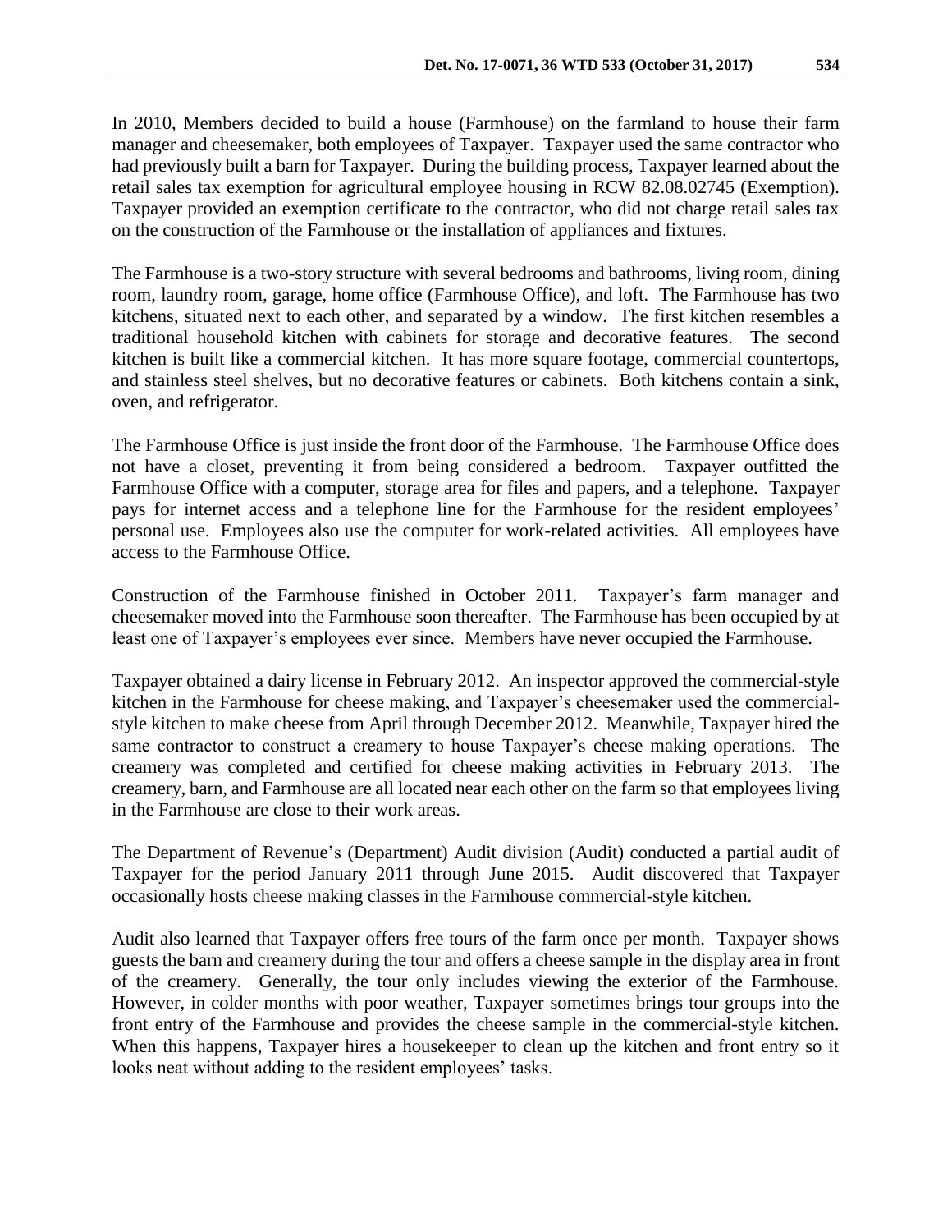In 2010, Members decided to build a house (Farmhouse) on the farmland to house their farm manager and cheesemaker, both employees of Taxpayer. Taxpayer used the same contractor who had previously built a barn for Taxpayer. During the building process, Taxpayer learned about the retail sales tax exemption for agricultural employee housing in RCW 82.08.02745 (Exemption). Taxpayer provided an exemption certificate to the contractor, who did not charge retail sales tax on the construction of the Farmhouse or the installation of appliances and fixtures.

The Farmhouse is a two-story structure with several bedrooms and bathrooms, living room, dining room, laundry room, garage, home office (Farmhouse Office), and loft. The Farmhouse has two kitchens, situated next to each other, and separated by a window. The first kitchen resembles a traditional household kitchen with cabinets for storage and decorative features. The second kitchen is built like a commercial kitchen. It has more square footage, commercial countertops, and stainless steel shelves, but no decorative features or cabinets. Both kitchens contain a sink, oven, and refrigerator.

The Farmhouse Office is just inside the front door of the Farmhouse. The Farmhouse Office does not have a closet, preventing it from being considered a bedroom. Taxpayer outfitted the Farmhouse Office with a computer, storage area for files and papers, and a telephone. Taxpayer pays for internet access and a telephone line for the Farmhouse for the resident employees' personal use. Employees also use the computer for work-related activities. All employees have access to the Farmhouse Office.

Construction of the Farmhouse finished in October 2011. Taxpayer's farm manager and cheesemaker moved into the Farmhouse soon thereafter. The Farmhouse has been occupied by at least one of Taxpayer's employees ever since. Members have never occupied the Farmhouse.

Taxpayer obtained a dairy license in February 2012. An inspector approved the commercial-style kitchen in the Farmhouse for cheese making, and Taxpayer's cheesemaker used the commercial-style kitchen to make cheese from April through December 2012. Meanwhile, Taxpayer hired the same contractor to construct a creamery to house Taxpayer's cheese making operations. The creamery was completed and certified for cheese making activities in February 2013. The creamery, barn, and Farmhouse are all located near each other on the farm so that employees living in the Farmhouse are close to their work areas.

The Department of Revenue's (Department) Audit division (Audit) conducted a partial audit of Taxpayer for the period January 2011 through June 2015. Audit discovered that Taxpayer occasionally hosts cheese making classes in the Farmhouse commercial-style kitchen.

Audit also learned that Taxpayer offers free tours of the farm once per month. Taxpayer shows guests the barn and creamery during the tour and offers a cheese sample in the display area in front of the creamery. Generally, the tour only includes viewing the exterior of the Farmhouse. However, in colder months with poor weather, Taxpayer sometimes brings tour groups into the front entry of the Farmhouse and provides the cheese sample in the commercial-style kitchen. When this happens, Taxpayer hires a housekeeper to clean up the kitchen and front entry so it looks neat without adding to the resident employees' tasks.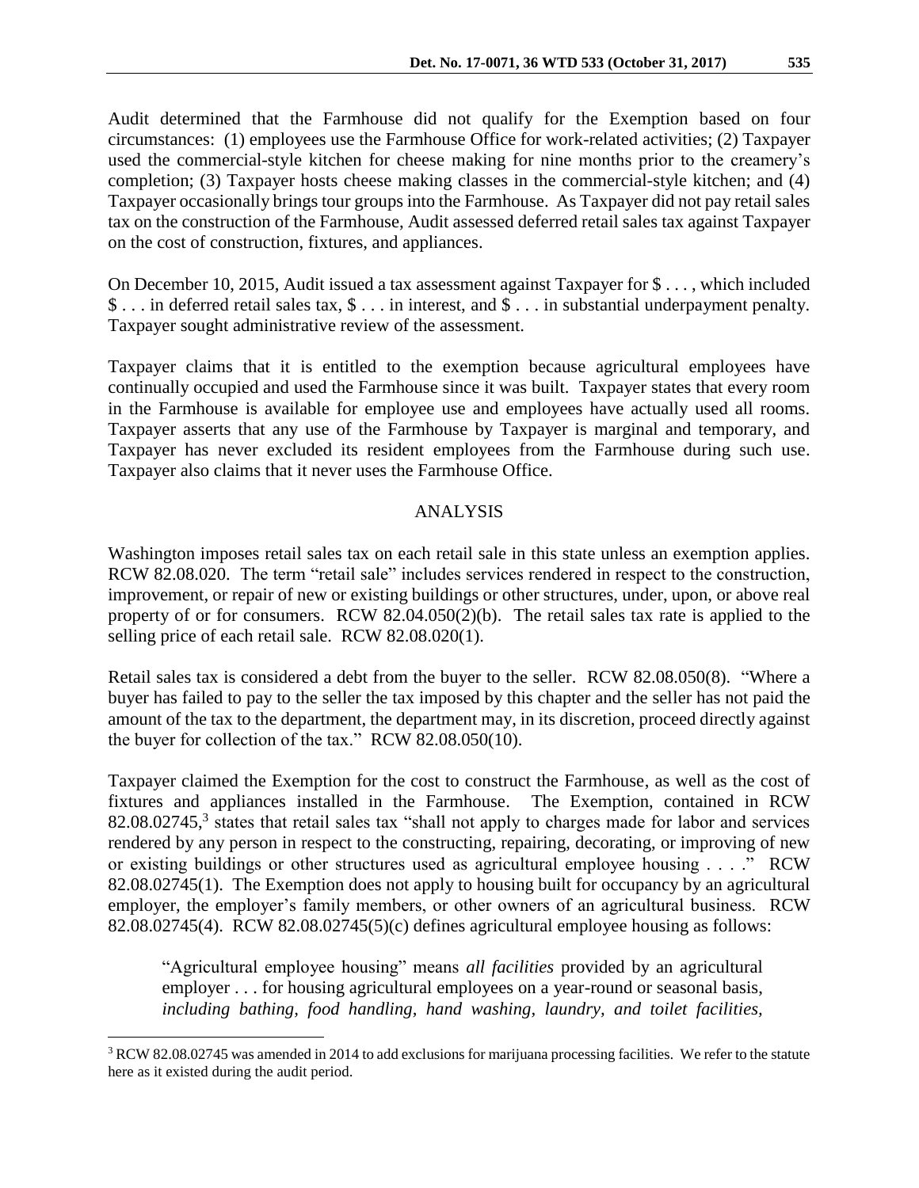Audit determined that the Farmhouse did not qualify for the Exemption based on four circumstances: (1) employees use the Farmhouse Office for work-related activities; (2) Taxpayer used the commercial-style kitchen for cheese making for nine months prior to the creamery's completion; (3) Taxpayer hosts cheese making classes in the commercial-style kitchen; and (4) Taxpayer occasionally brings tour groups into the Farmhouse. As Taxpayer did not pay retail sales tax on the construction of the Farmhouse, Audit assessed deferred retail sales tax against Taxpayer on the cost of construction, fixtures, and appliances.

On December 10, 2015, Audit issued a tax assessment against Taxpayer for $ . . . , which included $ . . . in deferred retail sales tax, $ . . . in interest, and $ . . . in substantial underpayment penalty. Taxpayer sought administrative review of the assessment.

Taxpayer claims that it is entitled to the exemption because agricultural employees have continually occupied and used the Farmhouse since it was built. Taxpayer states that every room in the Farmhouse is available for employee use and employees have actually used all rooms. Taxpayer asserts that any use of the Farmhouse by Taxpayer is marginal and temporary, and Taxpayer has never excluded its resident employees from the Farmhouse during such use. Taxpayer also claims that it never uses the Farmhouse Office.

## ANALYSIS

Washington imposes retail sales tax on each retail sale in this state unless an exemption applies. RCW 82.08.020. The term "retail sale" includes services rendered in respect to the construction, improvement, or repair of new or existing buildings or other structures, under, upon, or above real property of or for consumers. RCW 82.04.050(2)(b). The retail sales tax rate is applied to the selling price of each retail sale. RCW 82.08.020(1).

Retail sales tax is considered a debt from the buyer to the seller. RCW 82.08.050(8). "Where a buyer has failed to pay to the seller the tax imposed by this chapter and the seller has not paid the amount of the tax to the department, the department may, in its discretion, proceed directly against the buyer for collection of the tax." RCW 82.08.050(10).

Taxpayer claimed the Exemption for the cost to construct the Farmhouse, as well as the cost of fixtures and appliances installed in the Farmhouse. The Exemption, contained in RCW 82.08.02745,[3] states that retail sales tax "shall not apply to charges made for labor and services rendered by any person in respect to the constructing, repairing, decorating, or improving of new or existing buildings or other structures used as agricultural employee housing . . . ." RCW 82.08.02745(1). The Exemption does not apply to housing built for occupancy by an agricultural employer, the employer's family members, or other owners of an agricultural business. RCW 82.08.02745(4). RCW 82.08.02745(5)(c) defines agricultural employee housing as follows:

> "Agricultural employee housing" means *all facilities* provided by an agricultural employer . . . for housing agricultural employees on a year-round or seasonal basis, *including bathing, food handling, hand washing, laundry, and toilet facilities*,

[3] RCW 82.08.02745 was amended in 2014 to add exclusions for marijuana processing facilities. We refer to the statute here as it existed during the audit period.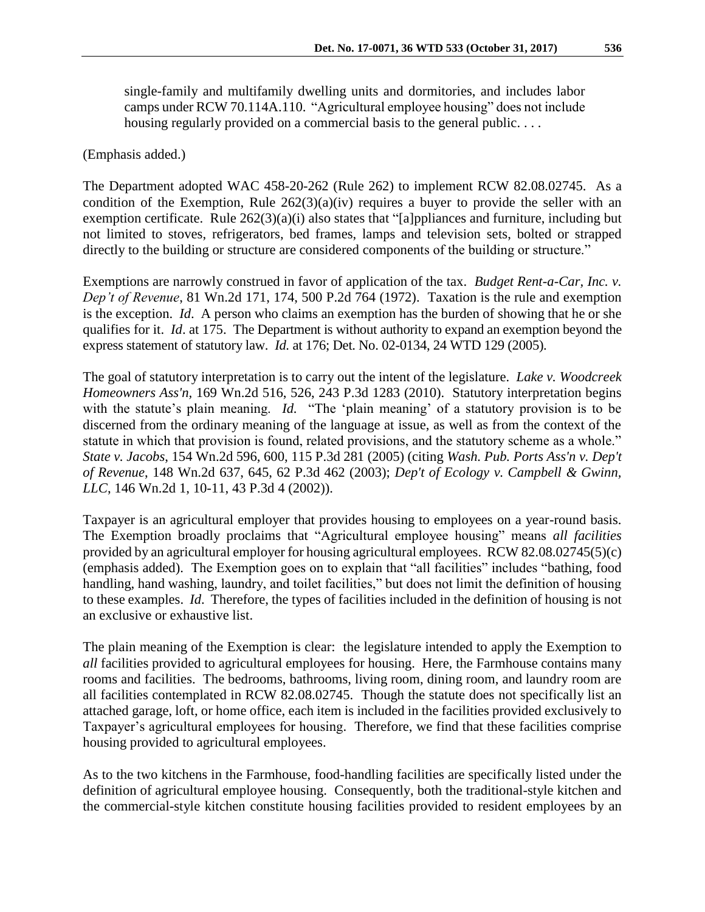> single-family and multifamily dwelling units and dormitories, and includes labor camps under RCW 70.114A.110. "Agricultural employee housing" does not include housing regularly provided on a commercial basis to the general public. . . .

(Emphasis added.)

The Department adopted WAC 458-20-262 (Rule 262) to implement RCW 82.08.02745. As a condition of the Exemption, Rule 262(3)(a)(iv) requires a buyer to provide the seller with an exemption certificate. Rule 262(3)(a)(i) also states that "[a]ppliances and furniture, including but not limited to stoves, refrigerators, bed frames, lamps and television sets, bolted or strapped directly to the building or structure are considered components of the building or structure."

Exemptions are narrowly construed in favor of application of the tax. *Budget Rent-a-Car, Inc. v. Dep't of Revenue*, 81 Wn.2d 171, 174, 500 P.2d 764 (1972). Taxation is the rule and exemption is the exception. *Id*. A person who claims an exemption has the burden of showing that he or she qualifies for it. *Id*. at 175. The Department is without authority to expand an exemption beyond the express statement of statutory law. *Id.* at 176; Det. No. 02-0134, 24 WTD 129 (2005).

The goal of statutory interpretation is to carry out the intent of the legislature. *Lake v. Woodcreek Homeowners Ass'n*, 169 Wn.2d 516, 526, 243 P.3d 1283 (2010). Statutory interpretation begins with the statute's plain meaning. *Id.* "The 'plain meaning' of a statutory provision is to be discerned from the ordinary meaning of the language at issue, as well as from the context of the statute in which that provision is found, related provisions, and the statutory scheme as a whole." *State v. Jacobs*, 154 Wn.2d 596, 600, 115 P.3d 281 (2005) (citing *Wash. Pub. Ports Ass'n v. Dep't of Revenue*, 148 Wn.2d 637, 645, 62 P.3d 462 (2003); *Dep't of Ecology v. Campbell & Gwinn, LLC*, 146 Wn.2d 1, 10-11, 43 P.3d 4 (2002)).

Taxpayer is an agricultural employer that provides housing to employees on a year-round basis. The Exemption broadly proclaims that "Agricultural employee housing" means *all facilities* provided by an agricultural employer for housing agricultural employees. RCW 82.08.02745(5)(c) (emphasis added). The Exemption goes on to explain that "all facilities" includes "bathing, food handling, hand washing, laundry, and toilet facilities," but does not limit the definition of housing to these examples. *Id*. Therefore, the types of facilities included in the definition of housing is not an exclusive or exhaustive list.

The plain meaning of the Exemption is clear: the legislature intended to apply the Exemption to *all* facilities provided to agricultural employees for housing. Here, the Farmhouse contains many rooms and facilities. The bedrooms, bathrooms, living room, dining room, and laundry room are all facilities contemplated in RCW 82.08.02745. Though the statute does not specifically list an attached garage, loft, or home office, each item is included in the facilities provided exclusively to Taxpayer's agricultural employees for housing. Therefore, we find that these facilities comprise housing provided to agricultural employees.

As to the two kitchens in the Farmhouse, food-handling facilities are specifically listed under the definition of agricultural employee housing. Consequently, both the traditional-style kitchen and the commercial-style kitchen constitute housing facilities provided to resident employees by an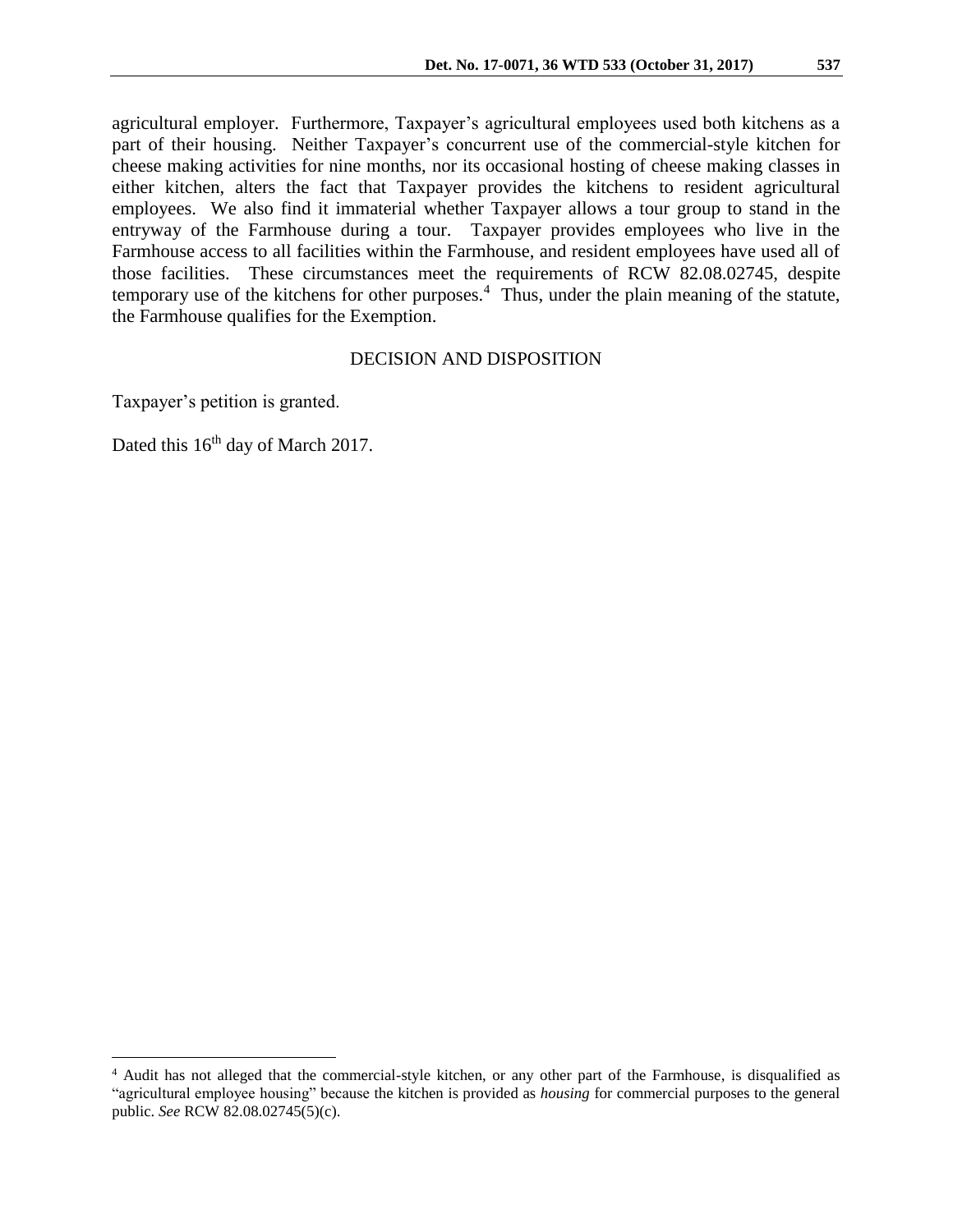agricultural employer. Furthermore, Taxpayer's agricultural employees used both kitchens as a part of their housing. Neither Taxpayer's concurrent use of the commercial-style kitchen for cheese making activities for nine months, nor its occasional hosting of cheese making classes in either kitchen, alters the fact that Taxpayer provides the kitchens to resident agricultural employees. We also find it immaterial whether Taxpayer allows a tour group to stand in the entryway of the Farmhouse during a tour. Taxpayer provides employees who live in the Farmhouse access to all facilities within the Farmhouse, and resident employees have used all of those facilities. These circumstances meet the requirements of RCW 82.08.02745, despite temporary use of the kitchens for other purposes.[4] Thus, under the plain meaning of the statute, the Farmhouse qualifies for the Exemption.

## DECISION AND DISPOSITION

Taxpayer's petition is granted.

Dated this 16th day of March 2017.

---

[4] Audit has not alleged that the commercial-style kitchen, or any other part of the Farmhouse, is disqualified as "agricultural employee housing" because the kitchen is provided as *housing* for commercial purposes to the general public. *See* RCW 82.08.02745(5)(c).